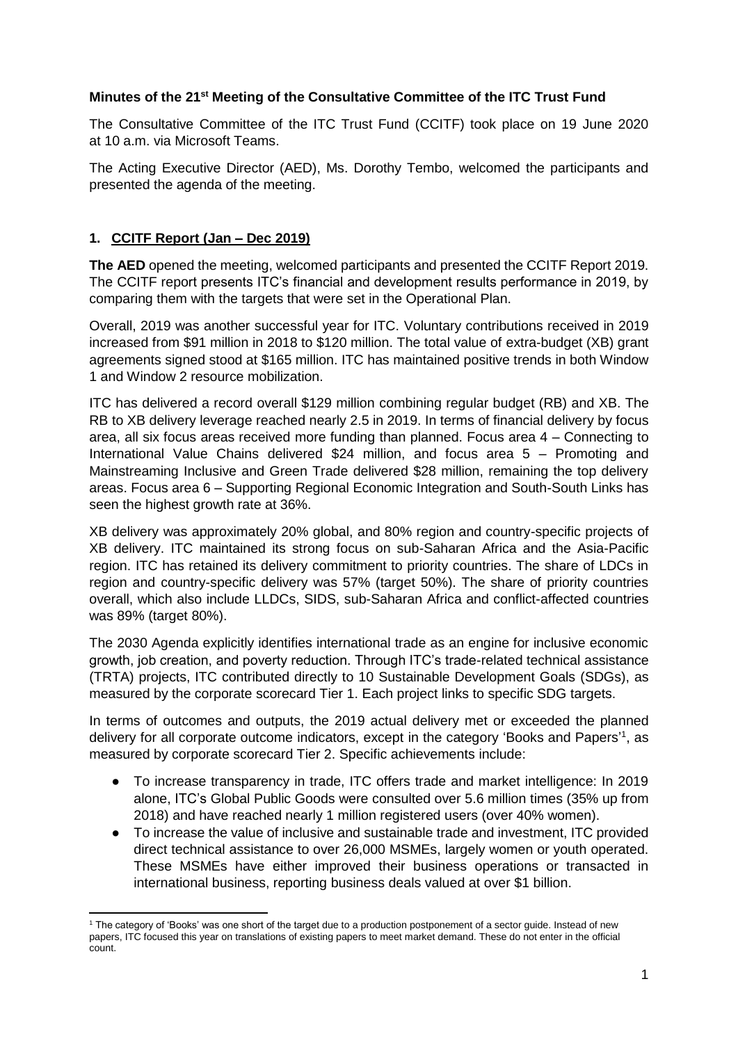**Minutes of the 21st Meeting of the Consultative Committee of the ITC Trust Fund**

The Consultative Committee of the ITC Trust Fund (CCITF) took place on 19 June 2020 at 10 a.m. via Microsoft Teams.

The Acting Executive Director (AED), Ms. Dorothy Tembo, welcomed the participants and presented the agenda of the meeting.

## 1. CCITF Report (Jan – Dec 2019)

**The AED** opened the meeting, welcomed participants and presented the CCITF Report 2019. The CCITF report presents ITC's financial and development results performance in 2019, by comparing them with the targets that were set in the Operational Plan.

Overall, 2019 was another successful year for ITC. Voluntary contributions received in 2019 increased from $91 million in 2018 to $120 million. The total value of extra-budget (XB) grant agreements signed stood at $165 million. ITC has maintained positive trends in both Window 1 and Window 2 resource mobilization.

ITC has delivered a record overall $129 million combining regular budget (RB) and XB. The RB to XB delivery leverage reached nearly 2.5 in 2019. In terms of financial delivery by focus area, all six focus areas received more funding than planned. Focus area 4 – Connecting to International Value Chains delivered $24 million, and focus area 5 – Promoting and Mainstreaming Inclusive and Green Trade delivered $28 million, remaining the top delivery areas. Focus area 6 – Supporting Regional Economic Integration and South-South Links has seen the highest growth rate at 36%.

XB delivery was approximately 20% global, and 80% region and country-specific projects of XB delivery. ITC maintained its strong focus on sub-Saharan Africa and the Asia-Pacific region. ITC has retained its delivery commitment to priority countries. The share of LDCs in region and country-specific delivery was 57% (target 50%). The share of priority countries overall, which also include LLDCs, SIDS, sub-Saharan Africa and conflict-affected countries was 89% (target 80%).

The 2030 Agenda explicitly identifies international trade as an engine for inclusive economic growth, job creation, and poverty reduction. Through ITC's trade-related technical assistance (TRTA) projects, ITC contributed directly to 10 Sustainable Development Goals (SDGs), as measured by the corporate scorecard Tier 1. Each project links to specific SDG targets.

In terms of outcomes and outputs, the 2019 actual delivery met or exceeded the planned delivery for all corporate outcome indicators, except in the category 'Books and Papers'[1], as measured by corporate scorecard Tier 2. Specific achievements include:

- To increase transparency in trade, ITC offers trade and market intelligence: In 2019 alone, ITC's Global Public Goods were consulted over 5.6 million times (35% up from 2018) and have reached nearly 1 million registered users (over 40% women).
- To increase the value of inclusive and sustainable trade and investment, ITC provided direct technical assistance to over 26,000 MSMEs, largely women or youth operated. These MSMEs have either improved their business operations or transacted in international business, reporting business deals valued at over $1 billion.

[1] The category of 'Books' was one short of the target due to a production postponement of a sector guide. Instead of new papers, ITC focused this year on translations of existing papers to meet market demand. These do not enter in the official count.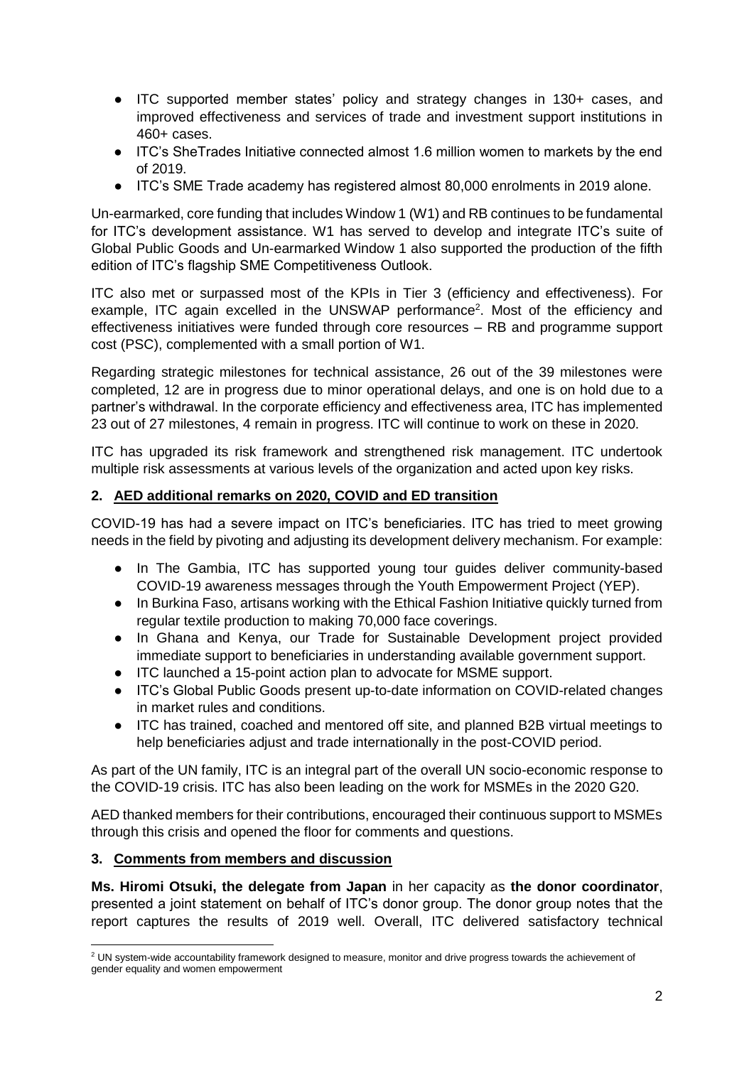- ITC supported member states' policy and strategy changes in 130+ cases, and improved effectiveness and services of trade and investment support institutions in 460+ cases.
- ITC's SheTrades Initiative connected almost 1.6 million women to markets by the end of 2019.
- ITC's SME Trade academy has registered almost 80,000 enrolments in 2019 alone.

Un-earmarked, core funding that includes Window 1 (W1) and RB continues to be fundamental for ITC's development assistance. W1 has served to develop and integrate ITC's suite of Global Public Goods and Un-earmarked Window 1 also supported the production of the fifth edition of ITC's flagship SME Competitiveness Outlook.

ITC also met or surpassed most of the KPIs in Tier 3 (efficiency and effectiveness). For example, ITC again excelled in the UNSWAP performance[2]. Most of the efficiency and effectiveness initiatives were funded through core resources – RB and programme support cost (PSC), complemented with a small portion of W1.

Regarding strategic milestones for technical assistance, 26 out of the 39 milestones were completed, 12 are in progress due to minor operational delays, and one is on hold due to a partner's withdrawal. In the corporate efficiency and effectiveness area, ITC has implemented 23 out of 27 milestones, 4 remain in progress. ITC will continue to work on these in 2020.

ITC has upgraded its risk framework and strengthened risk management. ITC undertook multiple risk assessments at various levels of the organization and acted upon key risks.

## 2. AED additional remarks on 2020, COVID and ED transition

COVID-19 has had a severe impact on ITC's beneficiaries. ITC has tried to meet growing needs in the field by pivoting and adjusting its development delivery mechanism. For example:

- In The Gambia, ITC has supported young tour guides deliver community-based COVID-19 awareness messages through the Youth Empowerment Project (YEP).
- In Burkina Faso, artisans working with the Ethical Fashion Initiative quickly turned from regular textile production to making 70,000 face coverings.
- In Ghana and Kenya, our Trade for Sustainable Development project provided immediate support to beneficiaries in understanding available government support.
- ITC launched a 15-point action plan to advocate for MSME support.
- ITC's Global Public Goods present up-to-date information on COVID-related changes in market rules and conditions.
- ITC has trained, coached and mentored off site, and planned B2B virtual meetings to help beneficiaries adjust and trade internationally in the post-COVID period.

As part of the UN family, ITC is an integral part of the overall UN socio-economic response to the COVID-19 crisis. ITC has also been leading on the work for MSMEs in the 2020 G20.

AED thanked members for their contributions, encouraged their continuous support to MSMEs through this crisis and opened the floor for comments and questions.

## 3. Comments from members and discussion

**Ms. Hiromi Otsuki, the delegate from Japan** in her capacity as **the donor coordinator**, presented a joint statement on behalf of ITC's donor group. The donor group notes that the report captures the results of 2019 well. Overall, ITC delivered satisfactory technical

---

[2] UN system-wide accountability framework designed to measure, monitor and drive progress towards the achievement of gender equality and women empowerment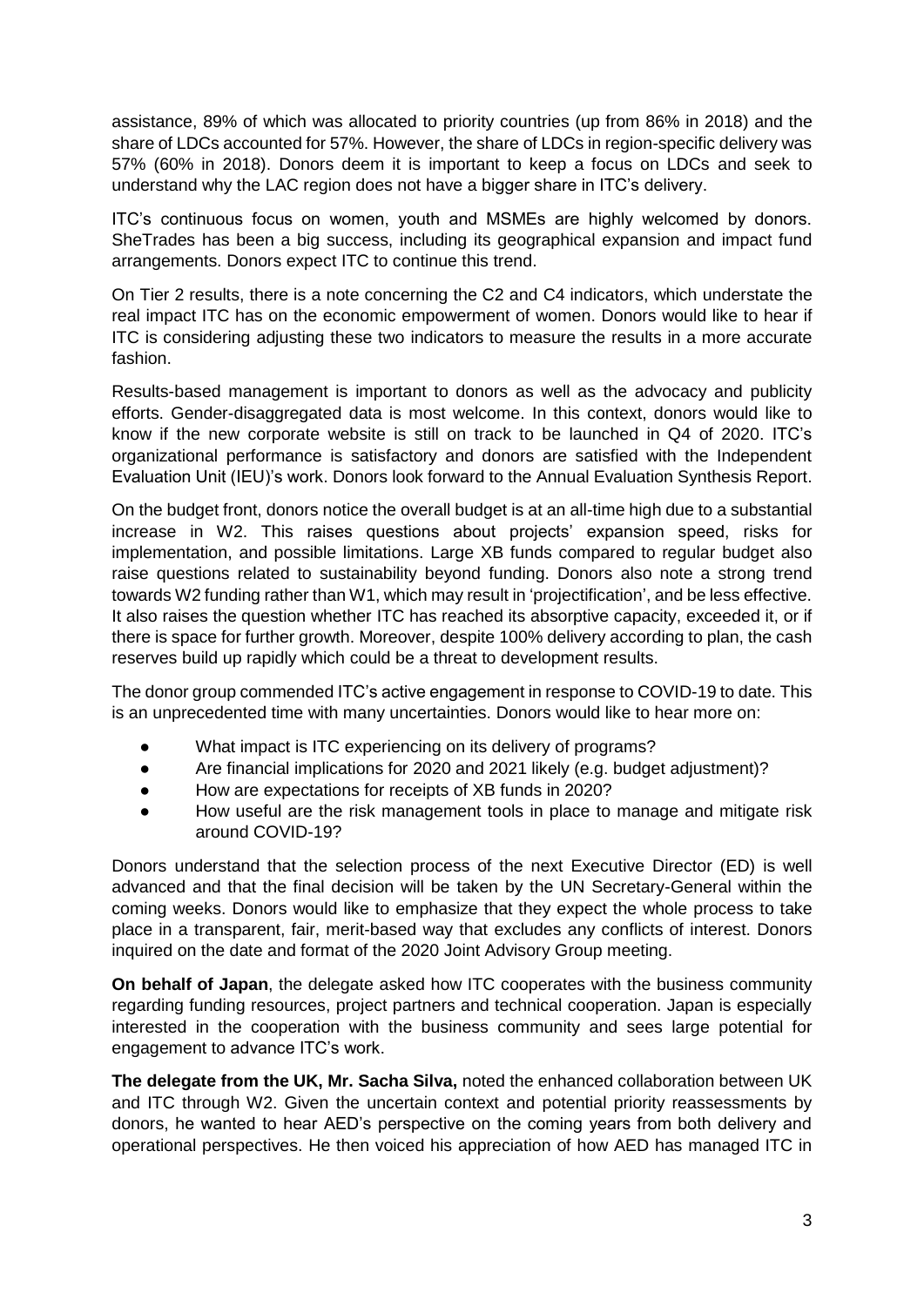assistance, 89% of which was allocated to priority countries (up from 86% in 2018) and the share of LDCs accounted for 57%. However, the share of LDCs in region-specific delivery was 57% (60% in 2018). Donors deem it is important to keep a focus on LDCs and seek to understand why the LAC region does not have a bigger share in ITC's delivery.

ITC's continuous focus on women, youth and MSMEs are highly welcomed by donors. SheTrades has been a big success, including its geographical expansion and impact fund arrangements. Donors expect ITC to continue this trend.

On Tier 2 results, there is a note concerning the C2 and C4 indicators, which understate the real impact ITC has on the economic empowerment of women. Donors would like to hear if ITC is considering adjusting these two indicators to measure the results in a more accurate fashion.

Results-based management is important to donors as well as the advocacy and publicity efforts. Gender-disaggregated data is most welcome. In this context, donors would like to know if the new corporate website is still on track to be launched in Q4 of 2020. ITC's organizational performance is satisfactory and donors are satisfied with the Independent Evaluation Unit (IEU)'s work. Donors look forward to the Annual Evaluation Synthesis Report.

On the budget front, donors notice the overall budget is at an all-time high due to a substantial increase in W2. This raises questions about projects' expansion speed, risks for implementation, and possible limitations. Large XB funds compared to regular budget also raise questions related to sustainability beyond funding. Donors also note a strong trend towards W2 funding rather than W1, which may result in 'projectification', and be less effective. It also raises the question whether ITC has reached its absorptive capacity, exceeded it, or if there is space for further growth. Moreover, despite 100% delivery according to plan, the cash reserves build up rapidly which could be a threat to development results.

The donor group commended ITC's active engagement in response to COVID-19 to date. This is an unprecedented time with many uncertainties. Donors would like to hear more on:

- What impact is ITC experiencing on its delivery of programs?
- Are financial implications for 2020 and 2021 likely (e.g. budget adjustment)?
- How are expectations for receipts of XB funds in 2020?
- How useful are the risk management tools in place to manage and mitigate risk around COVID-19?

Donors understand that the selection process of the next Executive Director (ED) is well advanced and that the final decision will be taken by the UN Secretary-General within the coming weeks. Donors would like to emphasize that they expect the whole process to take place in a transparent, fair, merit-based way that excludes any conflicts of interest. Donors inquired on the date and format of the 2020 Joint Advisory Group meeting.

**On behalf of Japan**, the delegate asked how ITC cooperates with the business community regarding funding resources, project partners and technical cooperation. Japan is especially interested in the cooperation with the business community and sees large potential for engagement to advance ITC's work.

**The delegate from the UK, Mr. Sacha Silva,** noted the enhanced collaboration between UK and ITC through W2. Given the uncertain context and potential priority reassessments by donors, he wanted to hear AED's perspective on the coming years from both delivery and operational perspectives. He then voiced his appreciation of how AED has managed ITC in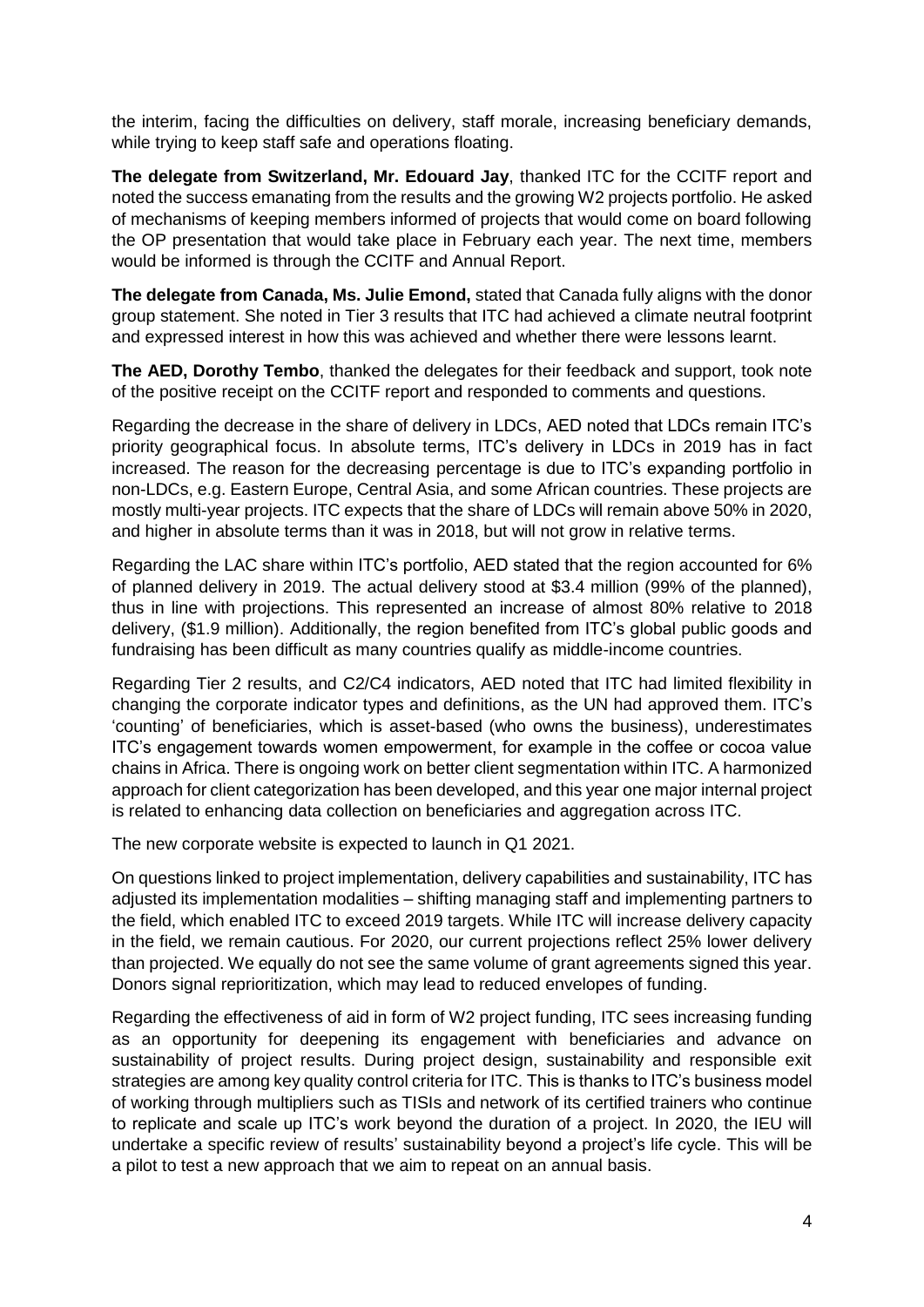the interim, facing the difficulties on delivery, staff morale, increasing beneficiary demands, while trying to keep staff safe and operations floating.

**The delegate from Switzerland, Mr. Edouard Jay**, thanked ITC for the CCITF report and noted the success emanating from the results and the growing W2 projects portfolio. He asked of mechanisms of keeping members informed of projects that would come on board following the OP presentation that would take place in February each year. The next time, members would be informed is through the CCITF and Annual Report.

**The delegate from Canada, Ms. Julie Emond,** stated that Canada fully aligns with the donor group statement. She noted in Tier 3 results that ITC had achieved a climate neutral footprint and expressed interest in how this was achieved and whether there were lessons learnt.

**The AED, Dorothy Tembo**, thanked the delegates for their feedback and support, took note of the positive receipt on the CCITF report and responded to comments and questions.

Regarding the decrease in the share of delivery in LDCs, AED noted that LDCs remain ITC's priority geographical focus. In absolute terms, ITC's delivery in LDCs in 2019 has in fact increased. The reason for the decreasing percentage is due to ITC's expanding portfolio in non-LDCs, e.g. Eastern Europe, Central Asia, and some African countries. These projects are mostly multi-year projects. ITC expects that the share of LDCs will remain above 50% in 2020, and higher in absolute terms than it was in 2018, but will not grow in relative terms.

Regarding the LAC share within ITC's portfolio, AED stated that the region accounted for 6% of planned delivery in 2019. The actual delivery stood at $3.4 million (99% of the planned), thus in line with projections. This represented an increase of almost 80% relative to 2018 delivery, ($1.9 million). Additionally, the region benefited from ITC's global public goods and fundraising has been difficult as many countries qualify as middle-income countries.

Regarding Tier 2 results, and C2/C4 indicators, AED noted that ITC had limited flexibility in changing the corporate indicator types and definitions, as the UN had approved them. ITC's 'counting' of beneficiaries, which is asset-based (who owns the business), underestimates ITC's engagement towards women empowerment, for example in the coffee or cocoa value chains in Africa. There is ongoing work on better client segmentation within ITC. A harmonized approach for client categorization has been developed, and this year one major internal project is related to enhancing data collection on beneficiaries and aggregation across ITC.

The new corporate website is expected to launch in Q1 2021.

On questions linked to project implementation, delivery capabilities and sustainability, ITC has adjusted its implementation modalities – shifting managing staff and implementing partners to the field, which enabled ITC to exceed 2019 targets. While ITC will increase delivery capacity in the field, we remain cautious. For 2020, our current projections reflect 25% lower delivery than projected. We equally do not see the same volume of grant agreements signed this year. Donors signal reprioritization, which may lead to reduced envelopes of funding.

Regarding the effectiveness of aid in form of W2 project funding, ITC sees increasing funding as an opportunity for deepening its engagement with beneficiaries and advance on sustainability of project results. During project design, sustainability and responsible exit strategies are among key quality control criteria for ITC. This is thanks to ITC's business model of working through multipliers such as TISIs and network of its certified trainers who continue to replicate and scale up ITC's work beyond the duration of a project. In 2020, the IEU will undertake a specific review of results' sustainability beyond a project's life cycle. This will be a pilot to test a new approach that we aim to repeat on an annual basis.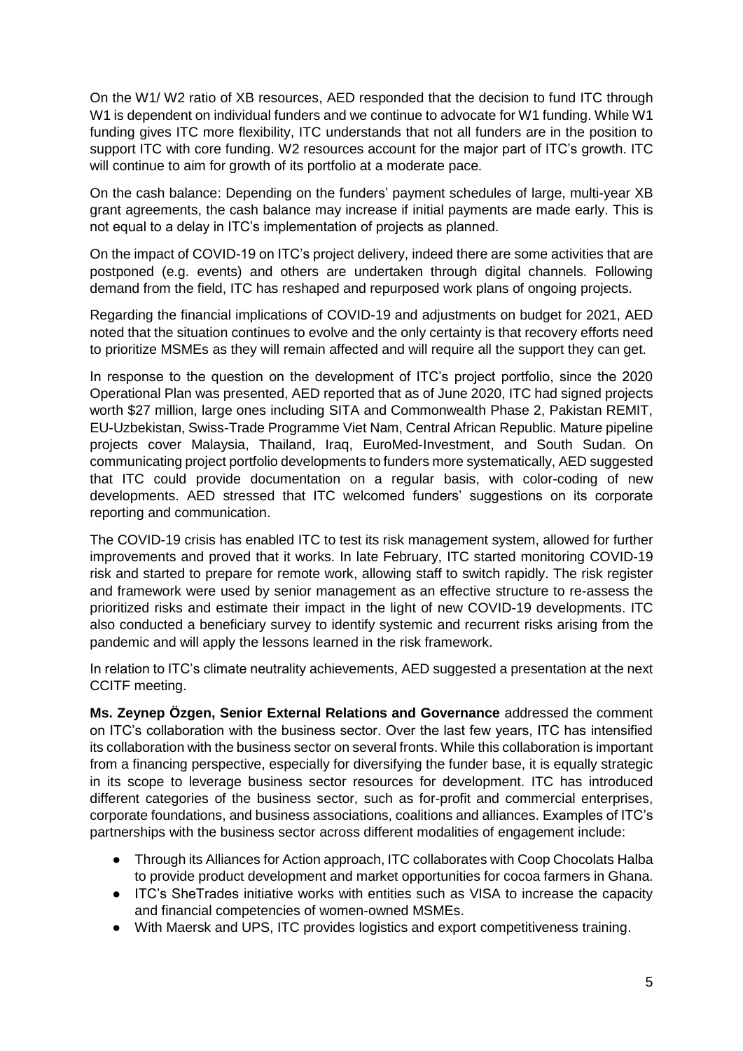On the W1/ W2 ratio of XB resources, AED responded that the decision to fund ITC through W1 is dependent on individual funders and we continue to advocate for W1 funding. While W1 funding gives ITC more flexibility, ITC understands that not all funders are in the position to support ITC with core funding. W2 resources account for the major part of ITC's growth. ITC will continue to aim for growth of its portfolio at a moderate pace.

On the cash balance: Depending on the funders' payment schedules of large, multi-year XB grant agreements, the cash balance may increase if initial payments are made early. This is not equal to a delay in ITC's implementation of projects as planned.

On the impact of COVID-19 on ITC's project delivery, indeed there are some activities that are postponed (e.g. events) and others are undertaken through digital channels. Following demand from the field, ITC has reshaped and repurposed work plans of ongoing projects.

Regarding the financial implications of COVID-19 and adjustments on budget for 2021, AED noted that the situation continues to evolve and the only certainty is that recovery efforts need to prioritize MSMEs as they will remain affected and will require all the support they can get.

In response to the question on the development of ITC's project portfolio, since the 2020 Operational Plan was presented, AED reported that as of June 2020, ITC had signed projects worth $27 million, large ones including SITA and Commonwealth Phase 2, Pakistan REMIT, EU-Uzbekistan, Swiss-Trade Programme Viet Nam, Central African Republic. Mature pipeline projects cover Malaysia, Thailand, Iraq, EuroMed-Investment, and South Sudan. On communicating project portfolio developments to funders more systematically, AED suggested that ITC could provide documentation on a regular basis, with color-coding of new developments. AED stressed that ITC welcomed funders' suggestions on its corporate reporting and communication.

The COVID-19 crisis has enabled ITC to test its risk management system, allowed for further improvements and proved that it works. In late February, ITC started monitoring COVID-19 risk and started to prepare for remote work, allowing staff to switch rapidly. The risk register and framework were used by senior management as an effective structure to re-assess the prioritized risks and estimate their impact in the light of new COVID-19 developments. ITC also conducted a beneficiary survey to identify systemic and recurrent risks arising from the pandemic and will apply the lessons learned in the risk framework.

In relation to ITC's climate neutrality achievements, AED suggested a presentation at the next CCITF meeting.

**Ms. Zeynep Özgen, Senior External Relations and Governance** addressed the comment on ITC's collaboration with the business sector. Over the last few years, ITC has intensified its collaboration with the business sector on several fronts. While this collaboration is important from a financing perspective, especially for diversifying the funder base, it is equally strategic in its scope to leverage business sector resources for development. ITC has introduced different categories of the business sector, such as for-profit and commercial enterprises, corporate foundations, and business associations, coalitions and alliances. Examples of ITC's partnerships with the business sector across different modalities of engagement include:

- Through its Alliances for Action approach, ITC collaborates with Coop Chocolats Halba to provide product development and market opportunities for cocoa farmers in Ghana.
- ITC's SheTrades initiative works with entities such as VISA to increase the capacity and financial competencies of women-owned MSMEs.
- With Maersk and UPS, ITC provides logistics and export competitiveness training.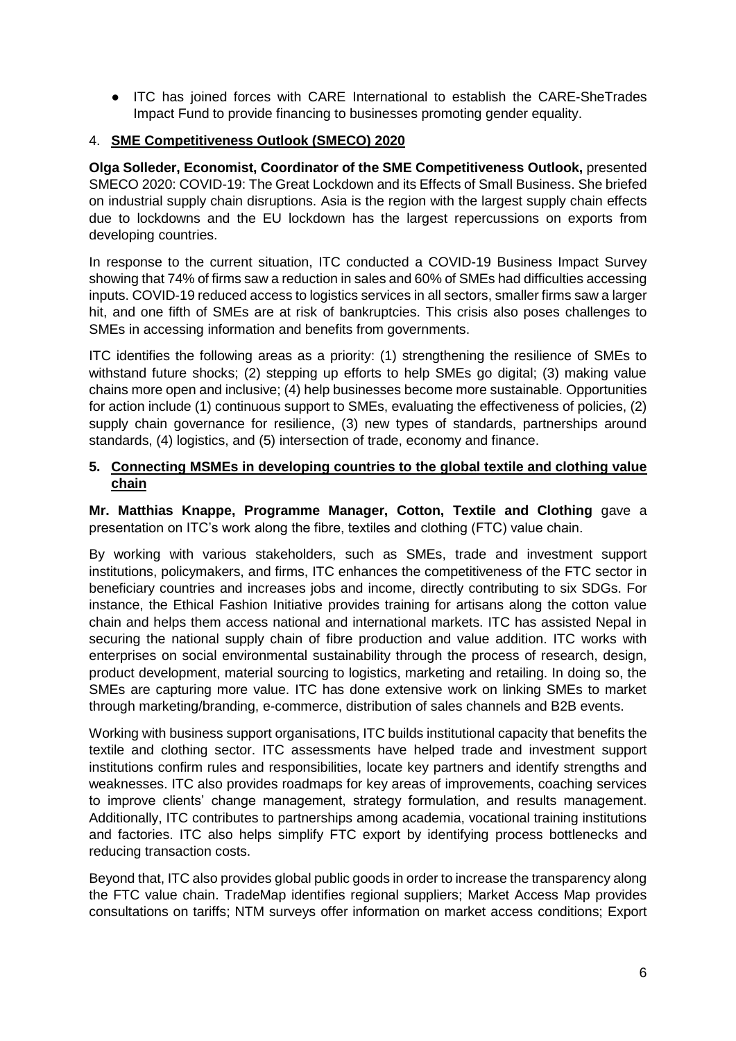- ITC has joined forces with CARE International to establish the CARE-SheTrades Impact Fund to provide financing to businesses promoting gender equality.

## 4. **SME Competitiveness Outlook (SMECO) 2020**

**Olga Solleder, Economist, Coordinator of the SME Competitiveness Outlook,** presented SMECO 2020: COVID-19: The Great Lockdown and its Effects of Small Business. She briefed on industrial supply chain disruptions. Asia is the region with the largest supply chain effects due to lockdowns and the EU lockdown has the largest repercussions on exports from developing countries.

In response to the current situation, ITC conducted a COVID-19 Business Impact Survey showing that 74% of firms saw a reduction in sales and 60% of SMEs had difficulties accessing inputs. COVID-19 reduced access to logistics services in all sectors, smaller firms saw a larger hit, and one fifth of SMEs are at risk of bankruptcies. This crisis also poses challenges to SMEs in accessing information and benefits from governments.

ITC identifies the following areas as a priority: (1) strengthening the resilience of SMEs to withstand future shocks; (2) stepping up efforts to help SMEs go digital; (3) making value chains more open and inclusive; (4) help businesses become more sustainable. Opportunities for action include (1) continuous support to SMEs, evaluating the effectiveness of policies, (2) supply chain governance for resilience, (3) new types of standards, partnerships around standards, (4) logistics, and (5) intersection of trade, economy and finance.

## 5. **Connecting MSMEs in developing countries to the global textile and clothing value chain**

**Mr. Matthias Knappe, Programme Manager, Cotton, Textile and Clothing** gave a presentation on ITC's work along the fibre, textiles and clothing (FTC) value chain.

By working with various stakeholders, such as SMEs, trade and investment support institutions, policymakers, and firms, ITC enhances the competitiveness of the FTC sector in beneficiary countries and increases jobs and income, directly contributing to six SDGs. For instance, the Ethical Fashion Initiative provides training for artisans along the cotton value chain and helps them access national and international markets. ITC has assisted Nepal in securing the national supply chain of fibre production and value addition. ITC works with enterprises on social environmental sustainability through the process of research, design, product development, material sourcing to logistics, marketing and retailing. In doing so, the SMEs are capturing more value. ITC has done extensive work on linking SMEs to market through marketing/branding, e-commerce, distribution of sales channels and B2B events.

Working with business support organisations, ITC builds institutional capacity that benefits the textile and clothing sector. ITC assessments have helped trade and investment support institutions confirm rules and responsibilities, locate key partners and identify strengths and weaknesses. ITC also provides roadmaps for key areas of improvements, coaching services to improve clients' change management, strategy formulation, and results management. Additionally, ITC contributes to partnerships among academia, vocational training institutions and factories. ITC also helps simplify FTC export by identifying process bottlenecks and reducing transaction costs.

Beyond that, ITC also provides global public goods in order to increase the transparency along the FTC value chain. TradeMap identifies regional suppliers; Market Access Map provides consultations on tariffs; NTM surveys offer information on market access conditions; Export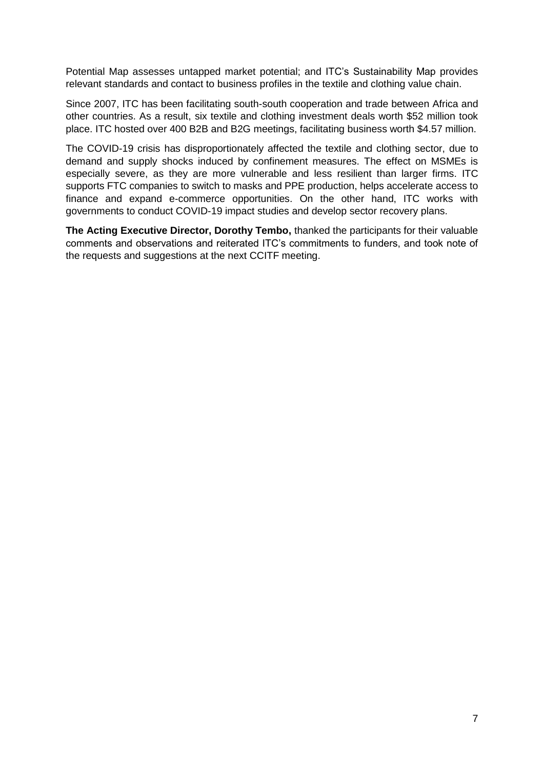Potential Map assesses untapped market potential; and ITC's Sustainability Map provides relevant standards and contact to business profiles in the textile and clothing value chain.

Since 2007, ITC has been facilitating south-south cooperation and trade between Africa and other countries. As a result, six textile and clothing investment deals worth $52 million took place. ITC hosted over 400 B2B and B2G meetings, facilitating business worth $4.57 million.

The COVID-19 crisis has disproportionately affected the textile and clothing sector, due to demand and supply shocks induced by confinement measures. The effect on MSMEs is especially severe, as they are more vulnerable and less resilient than larger firms. ITC supports FTC companies to switch to masks and PPE production, helps accelerate access to finance and expand e-commerce opportunities. On the other hand, ITC works with governments to conduct COVID-19 impact studies and develop sector recovery plans.

**The Acting Executive Director, Dorothy Tembo,** thanked the participants for their valuable comments and observations and reiterated ITC's commitments to funders, and took note of the requests and suggestions at the next CCITF meeting.